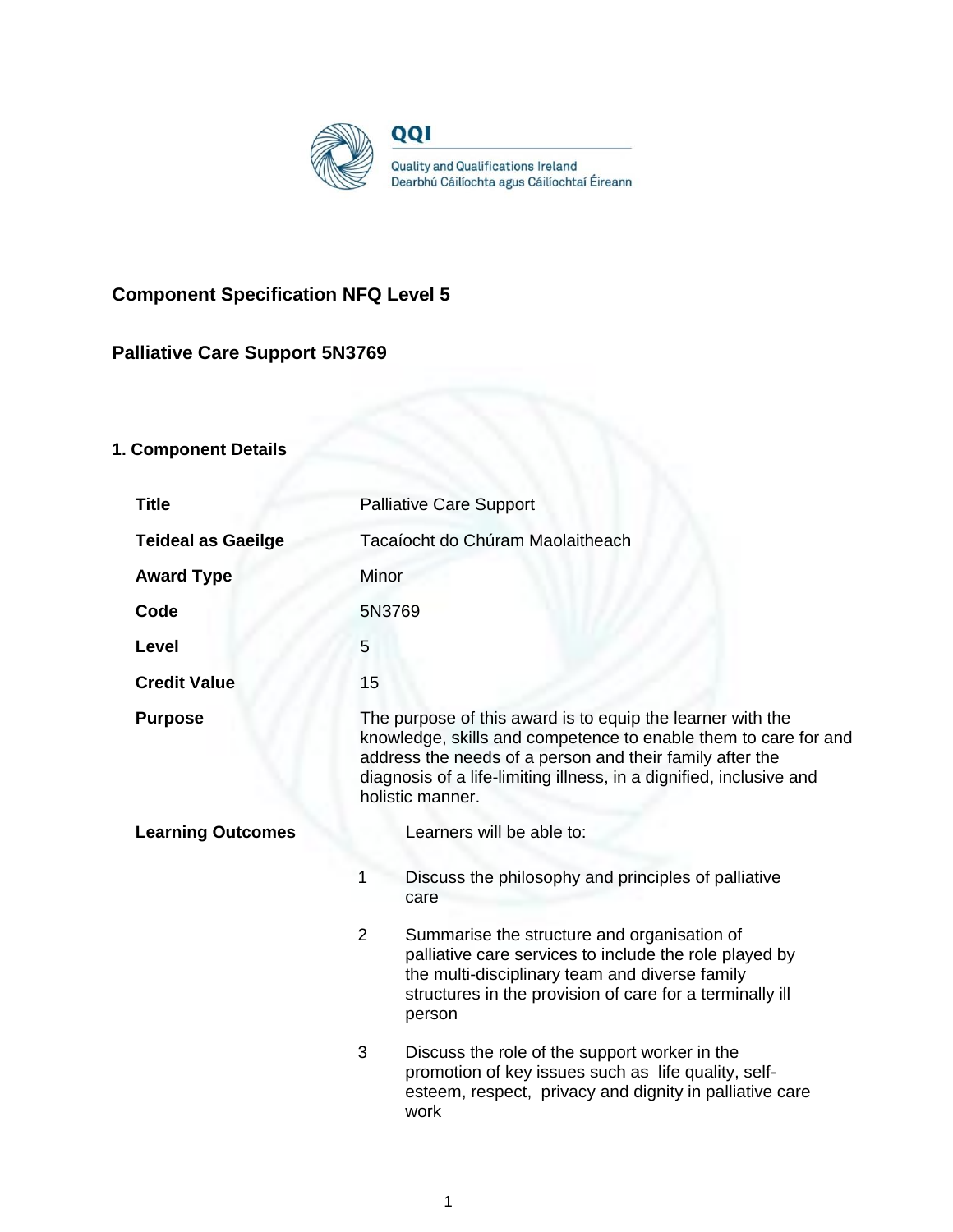QQI

Quality and Qualifications Ireland
Dearbhú Cáilíochta agus Cáilíochtaí Éireann

## Component Specification NFQ Level 5

## Palliative Care Support 5N3769

### 1. Component Details

| | |
|---|---|
| **Title** | Palliative Care Support |
| **Teideal as Gaeilge** | Tacaíocht do Chúram Maolaitheach |
| **Award Type** | Minor |
| **Code** | 5N3769 |
| **Level** | 5 |
| **Credit Value** | 15 |
| **Purpose** | The purpose of this award is to equip the learner with the knowledge, skills and competence to enable them to care for and address the needs of a person and their family after the diagnosis of a life-limiting illness, in a dignified, inclusive and holistic manner. |
| **Learning Outcomes** | Learners will be able to: |

1. Discuss the philosophy and principles of palliative care
2. Summarise the structure and organisation of palliative care services to include the role played by the multi-disciplinary team and diverse family structures in the provision of care for a terminally ill person
3. Discuss the role of the support worker in the promotion of key issues such as life quality, self-esteem, respect, privacy and dignity in palliative care work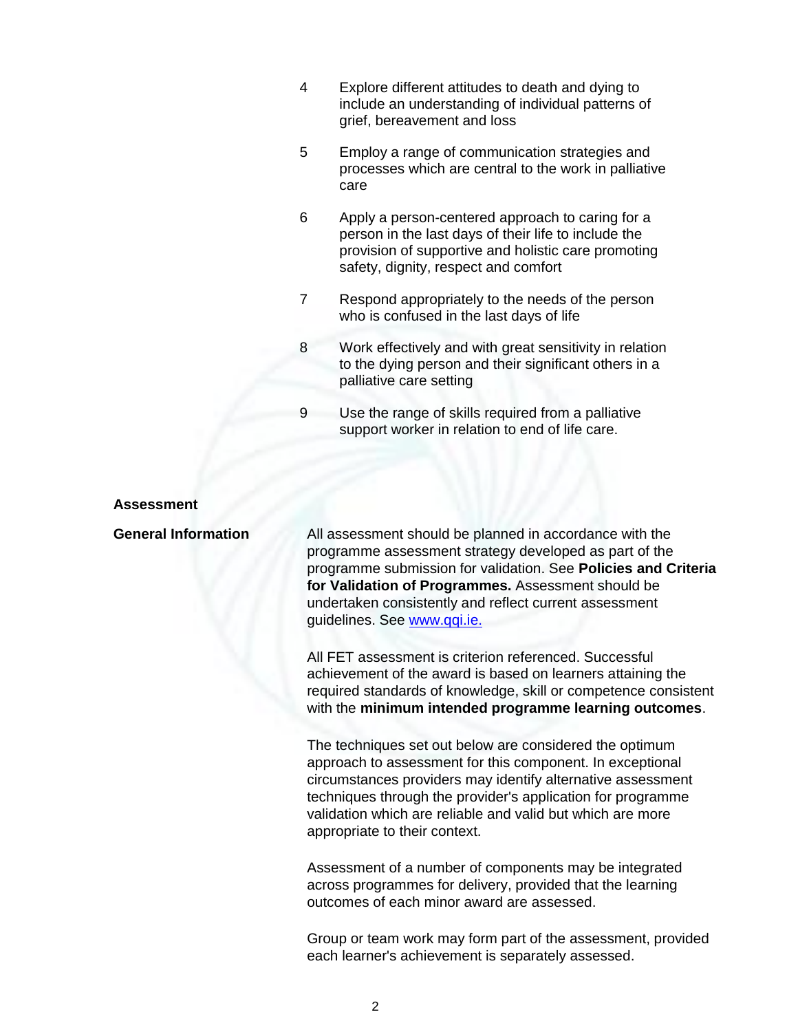4. Explore different attitudes to death and dying to include an understanding of individual patterns of grief, bereavement and loss
5. Employ a range of communication strategies and processes which are central to the work in palliative care
6. Apply a person-centered approach to caring for a person in the last days of their life to include the provision of supportive and holistic care promoting safety, dignity, respect and comfort
7. Respond appropriately to the needs of the person who is confused in the last days of life
8. Work effectively and with great sensitivity in relation to the dying person and their significant others in a palliative care setting
9. Use the range of skills required from a palliative support worker in relation to end of life care.

## Assessment

### General Information

All assessment should be planned in accordance with the programme assessment strategy developed as part of the programme submission for validation. See **Policies and Criteria for Validation of Programmes.** Assessment should be undertaken consistently and reflect current assessment guidelines. See [www.qqi.ie.](http://www.qqi.ie)

All FET assessment is criterion referenced. Successful achievement of the award is based on learners attaining the required standards of knowledge, skill or competence consistent with the **minimum intended programme learning outcomes**.

The techniques set out below are considered the optimum approach to assessment for this component. In exceptional circumstances providers may identify alternative assessment techniques through the provider's application for programme validation which are reliable and valid but which are more appropriate to their context.

Assessment of a number of components may be integrated across programmes for delivery, provided that the learning outcomes of each minor award are assessed.

Group or team work may form part of the assessment, provided each learner's achievement is separately assessed.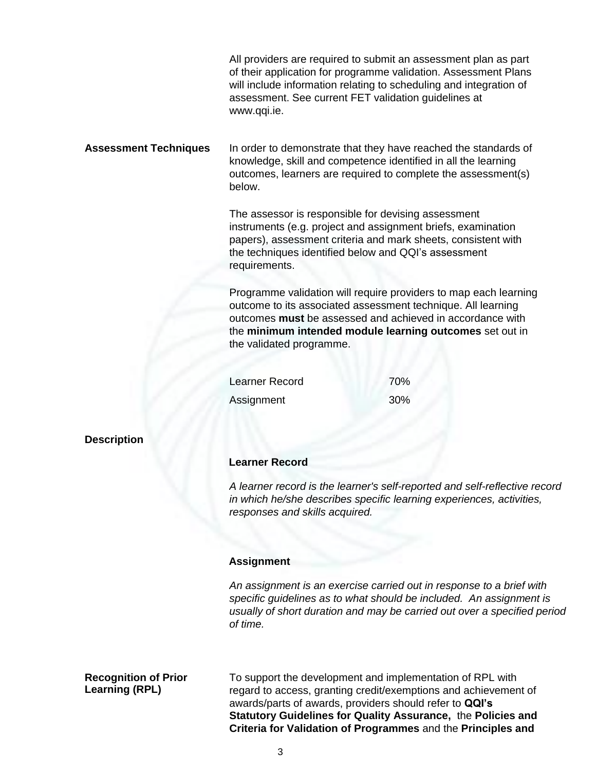All providers are required to submit an assessment plan as part of their application for programme validation. Assessment Plans will include information relating to scheduling and integration of assessment. See current FET validation guidelines at www.qqi.ie.

**Assessment Techniques**

In order to demonstrate that they have reached the standards of knowledge, skill and competence identified in all the learning outcomes, learners are required to complete the assessment(s) below.

The assessor is responsible for devising assessment instruments (e.g. project and assignment briefs, examination papers), assessment criteria and mark sheets, consistent with the techniques identified below and QQI's assessment requirements.

Programme validation will require providers to map each learning outcome to its associated assessment technique. All learning outcomes **must** be assessed and achieved in accordance with the **minimum intended module learning outcomes** set out in the validated programme.

| Technique | Weighting |
| --- | --- |
| Learner Record | 70% |
| Assignment | 30% |

**Description**

**Learner Record**

*A learner record is the learner's self-reported and self-reflective record in which he/she describes specific learning experiences, activities, responses and skills acquired.*

**Assignment**

*An assignment is an exercise carried out in response to a brief with specific guidelines as to what should be included. An assignment is usually of short duration and may be carried out over a specified period of time.*

**Recognition of Prior Learning (RPL)**

To support the development and implementation of RPL with regard to access, granting credit/exemptions and achievement of awards/parts of awards, providers should refer to **QQI's Statutory Guidelines for Quality Assurance,** the **Policies and Criteria for Validation of Programmes** and the **Principles and**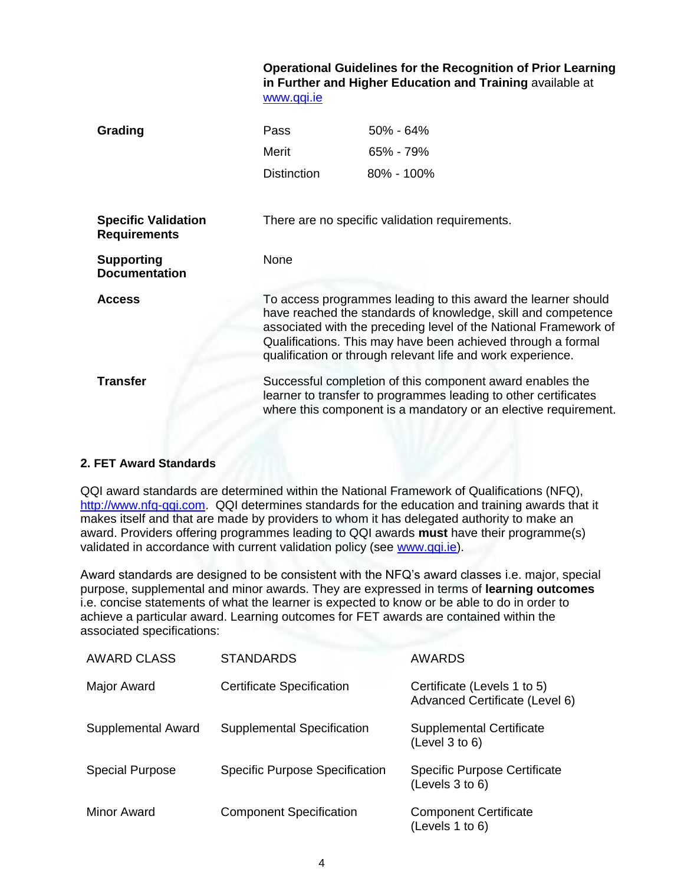**Operational Guidelines for the Recognition of Prior Learning in Further and Higher Education and Training** available at www.qqi.ie

| | | |
|---|---|---|
| **Grading** | Pass | 50% - 64% |
| | Merit | 65% - 79% |
| | Distinction | 80% - 100% |

**Specific Validation Requirements**

There are no specific validation requirements.

**Supporting Documentation**

None

**Access**

To access programmes leading to this award the learner should have reached the standards of knowledge, skill and competence associated with the preceding level of the National Framework of Qualifications. This may have been achieved through a formal qualification or through relevant life and work experience.

**Transfer**

Successful completion of this component award enables the learner to transfer to programmes leading to other certificates where this component is a mandatory or an elective requirement.

### 2. FET Award Standards

QQI award standards are determined within the National Framework of Qualifications (NFQ), http://www.nfq-qqi.com. QQI determines standards for the education and training awards that it makes itself and that are made by providers to whom it has delegated authority to make an award. Providers offering programmes leading to QQI awards **must** have their programme(s) validated in accordance with current validation policy (see www.qqi.ie).

Award standards are designed to be consistent with the NFQ's award classes i.e. major, special purpose, supplemental and minor awards. They are expressed in terms of **learning outcomes** i.e. concise statements of what the learner is expected to know or be able to do in order to achieve a particular award. Learning outcomes for FET awards are contained within the associated specifications:

| AWARD CLASS | STANDARDS | AWARDS |
|---|---|---|
| Major Award | Certificate Specification | Certificate (Levels 1 to 5) Advanced Certificate (Level 6) |
| Supplemental Award | Supplemental Specification | Supplemental Certificate (Level 3 to 6) |
| Special Purpose | Specific Purpose Specification | Specific Purpose Certificate (Levels 3 to 6) |
| Minor Award | Component Specification | Component Certificate (Levels 1 to 6) |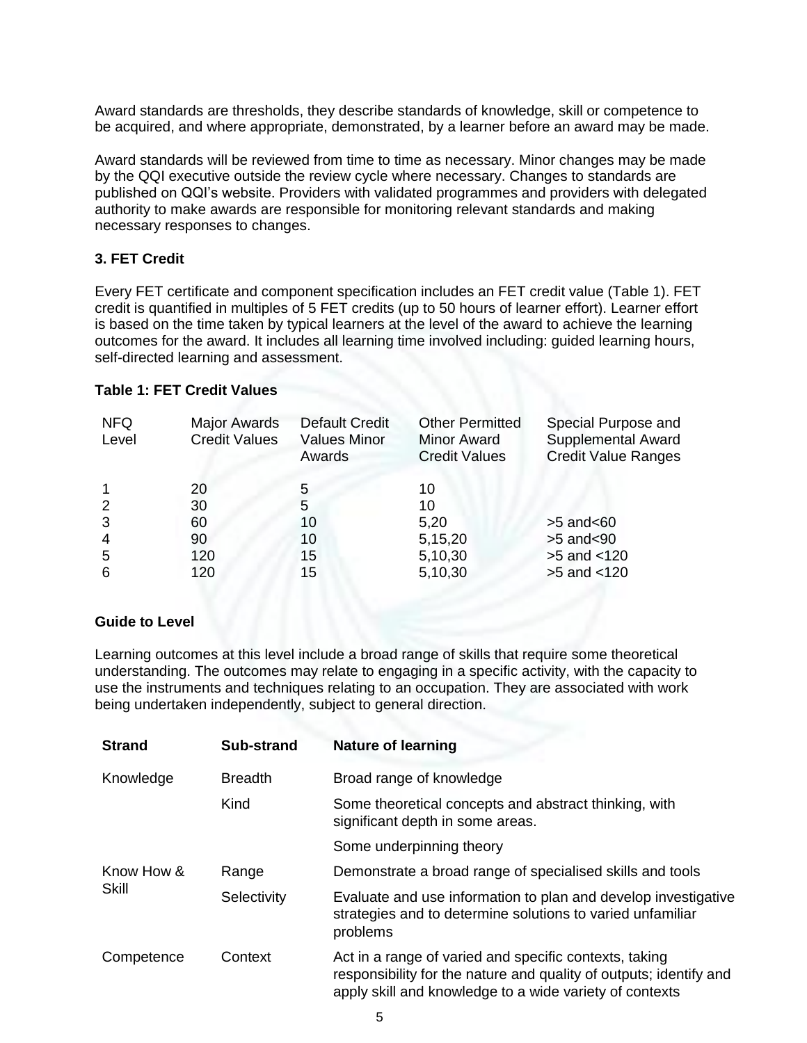Award standards are thresholds, they describe standards of knowledge, skill or competence to be acquired, and where appropriate, demonstrated, by a learner before an award may be made.

Award standards will be reviewed from time to time as necessary. Minor changes may be made by the QQI executive outside the review cycle where necessary. Changes to standards are published on QQI's website. Providers with validated programmes and providers with delegated authority to make awards are responsible for monitoring relevant standards and making necessary responses to changes.

### 3. FET Credit

Every FET certificate and component specification includes an FET credit value (Table 1). FET credit is quantified in multiples of 5 FET credits (up to 50 hours of learner effort). Learner effort is based on the time taken by typical learners at the level of the award to achieve the learning outcomes for the award. It includes all learning time involved including: guided learning hours, self-directed learning and assessment.

**Table 1: FET Credit Values**

| NFQ Level | Major Awards Credit Values | Default Credit Values Minor Awards | Other Permitted Minor Award Credit Values | Special Purpose and Supplemental Award Credit Value Ranges |
|---|---|---|---|---|
| 1 | 20 | 5 | 10 | |
| 2 | 30 | 5 | 10 | |
| 3 | 60 | 10 | 5,20 | >5 and<60 |
| 4 | 90 | 10 | 5,15,20 | >5 and<90 |
| 5 | 120 | 15 | 5,10,30 | >5 and <120 |
| 6 | 120 | 15 | 5,10,30 | >5 and <120 |

### Guide to Level

Learning outcomes at this level include a broad range of skills that require some theoretical understanding. The outcomes may relate to engaging in a specific activity, with the capacity to use the instruments and techniques relating to an occupation. They are associated with work being undertaken independently, subject to general direction.

| Strand | Sub-strand | Nature of learning |
|---|---|---|
| Knowledge | Breadth | Broad range of knowledge |
| | Kind | Some theoretical concepts and abstract thinking, with significant depth in some areas. |
| | | Some underpinning theory |
| Know How & Skill | Range | Demonstrate a broad range of specialised skills and tools |
| | Selectivity | Evaluate and use information to plan and develop investigative strategies and to determine solutions to varied unfamiliar problems |
| Competence | Context | Act in a range of varied and specific contexts, taking responsibility for the nature and quality of outputs; identify and apply skill and knowledge to a wide variety of contexts |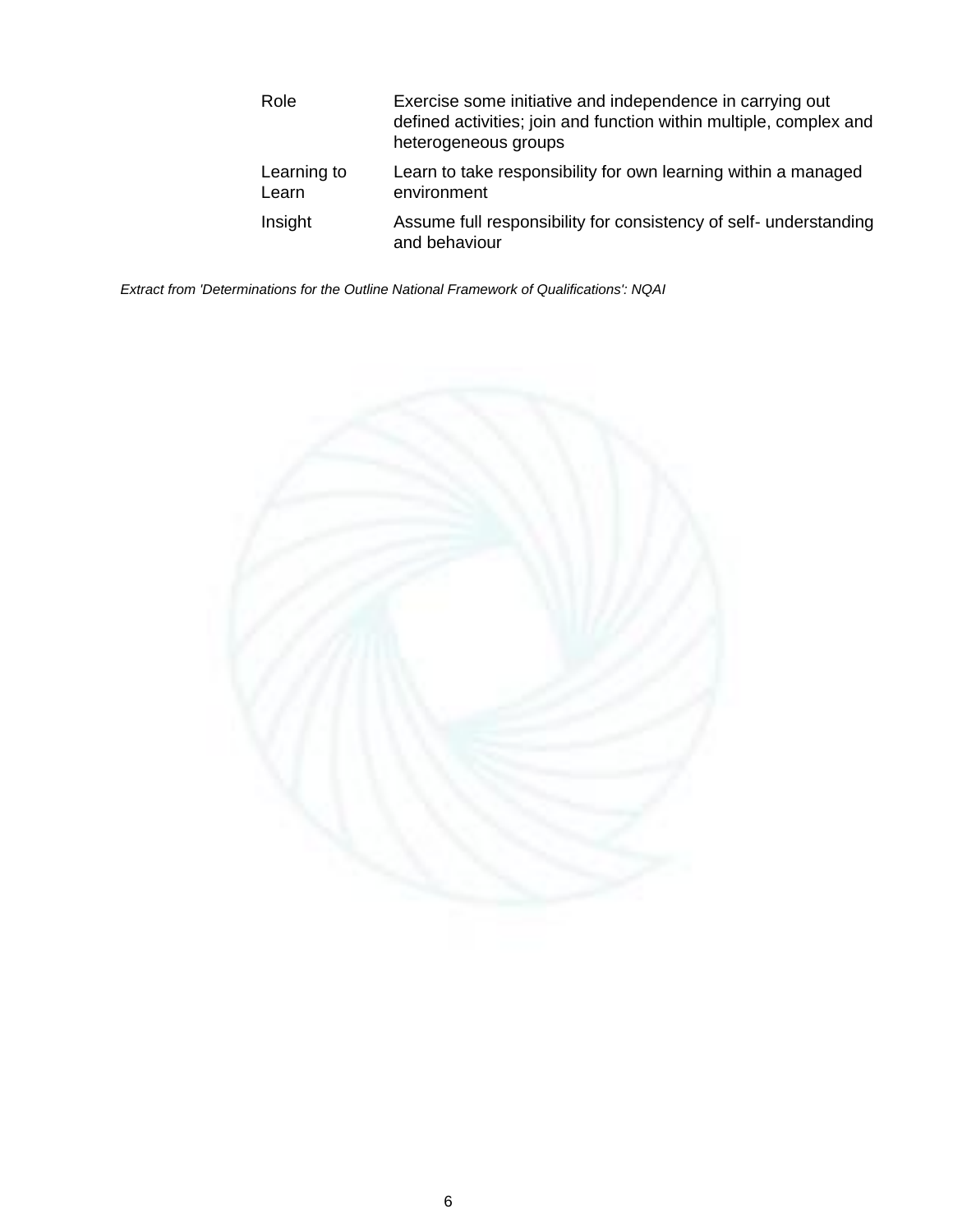| | |
|---|---|
| Role | Exercise some initiative and independence in carrying out defined activities; join and function within multiple, complex and heterogeneous groups |
| Learning to Learn | Learn to take responsibility for own learning within a managed environment |
| Insight | Assume full responsibility for consistency of self- understanding and behaviour |

*Extract from 'Determinations for the Outline National Framework of Qualifications': NQAI*